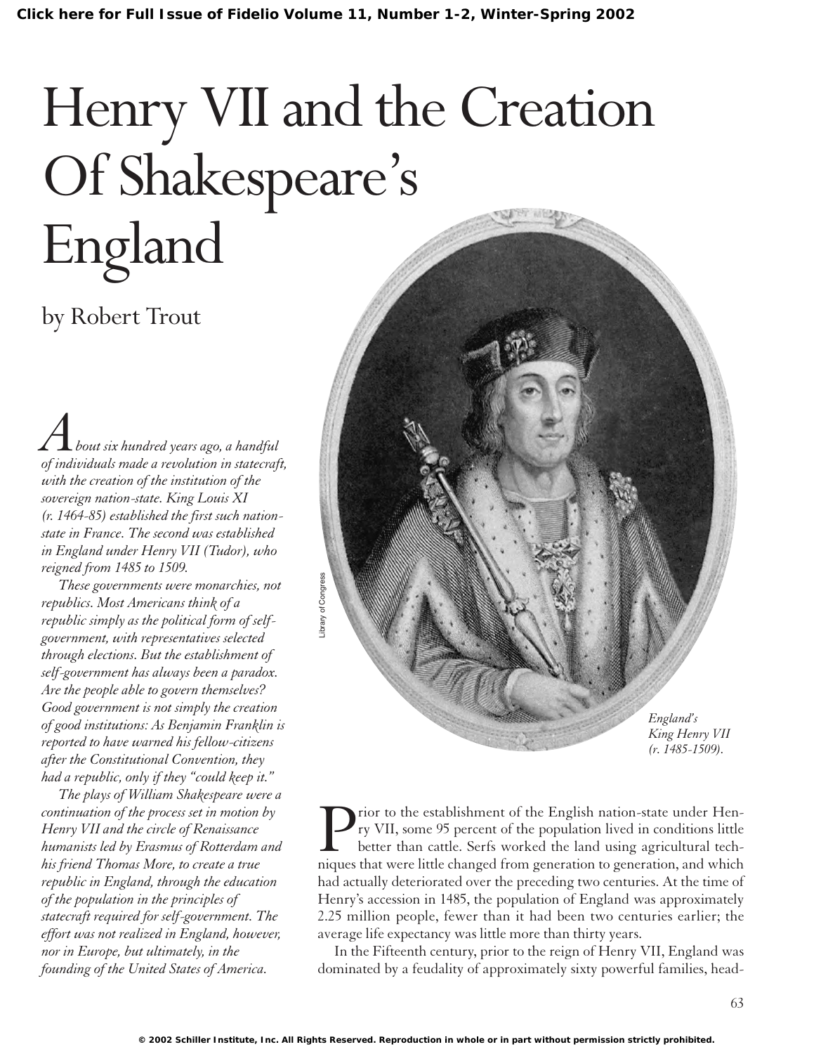# Henry VII and the Creation Of Shakespeare's England

by Robert Trout

*About six hundred years ago, a handful of individuals made a revolution in statecraft, with the creation of the institution of the sovereign nation-state. King Louis XI (r. 1464-85) established the first such nation-state in France. The second was established in England under Henry VII (Tudor), who reigned from 1485 to 1509.*

*These governments were monarchies, not republics. Most Americans think of a republic simply as the political form of self-government, with representatives selected through elections. But the establishment of self-government has always been a paradox. Are the people able to govern themselves? Good government is not simply the creation of good institutions: As Benjamin Franklin is reported to have warned his fellow-citizens after the Constitutional Convention, they had a republic, only if they "could keep it."*

*The plays of William Shakespeare were a continuation of the process set in motion by Henry VII and the circle of Renaissance humanists led by Erasmus of Rotterdam and his friend Thomas More, to create a true republic in England, through the education of the population in the principles of statecraft required for self-government. The effort was not realized in England, however, nor in Europe, but ultimately, in the founding of the United States of America.*

Library of Congress

*England's King Henry VII (r. 1485-1509).*

Prior to the establishment of the English nation-state under Henry VII, some 95 percent of the population lived in conditions little better than cattle. Serfs worked the land using agricultural techniques that were little changed from generation to generation, and which had actually deteriorated over the preceding two centuries. At the time of Henry's accession in 1485, the population of England was approximately 2.25 million people, fewer than it had been two centuries earlier; the average life expectancy was little more than thirty years.

In the Fifteenth century, prior to the reign of Henry VII, England was dominated by a feudality of approximately sixty powerful families, head-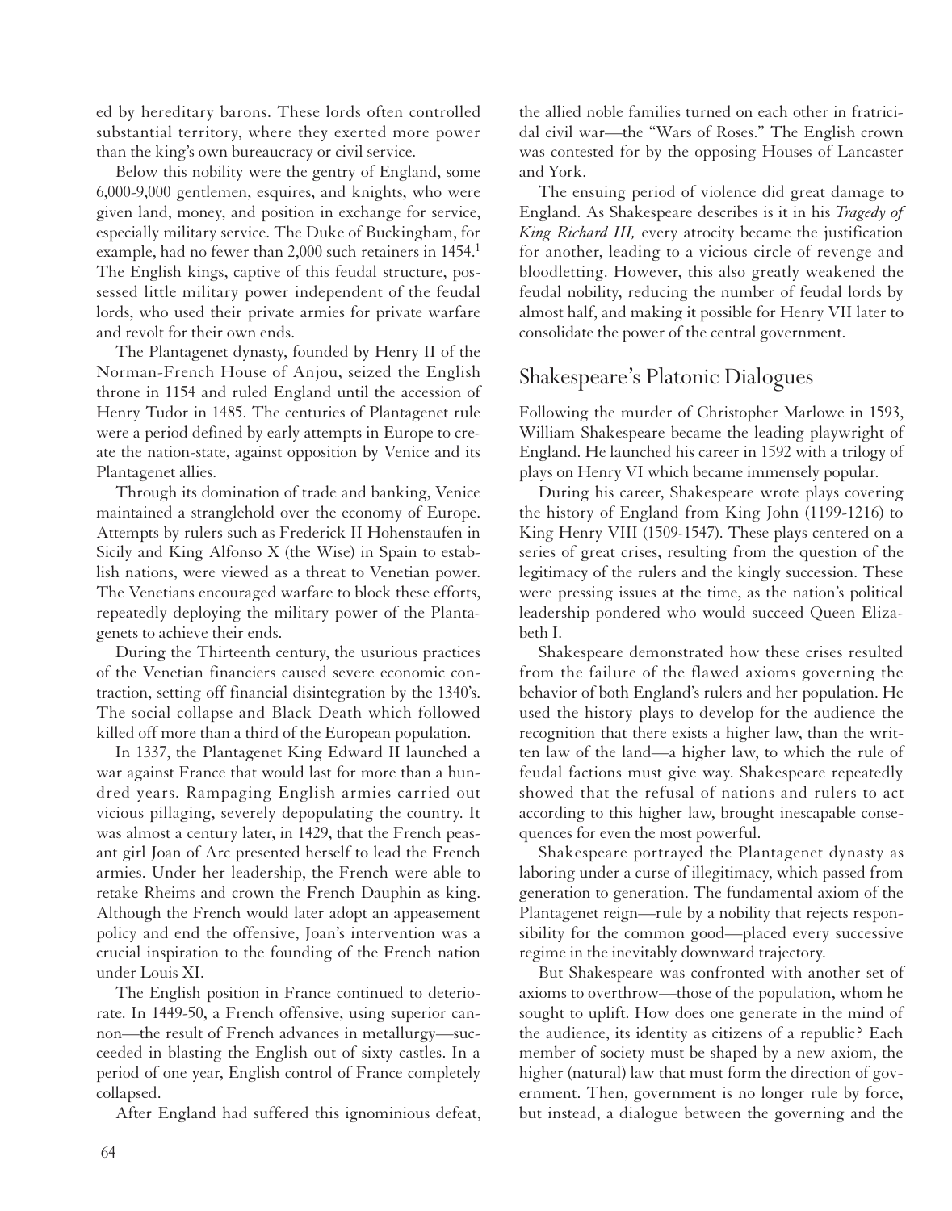ed by hereditary barons. These lords often controlled substantial territory, where they exerted more power than the king's own bureaucracy or civil service.

Below this nobility were the gentry of England, some 6,000-9,000 gentlemen, esquires, and knights, who were given land, money, and position in exchange for service, especially military service. The Duke of Buckingham, for example, had no fewer than 2,000 such retainers in 1454.[1] The English kings, captive of this feudal structure, possessed little military power independent of the feudal lords, who used their private armies for private warfare and revolt for their own ends.

The Plantagenet dynasty, founded by Henry II of the Norman-French House of Anjou, seized the English throne in 1154 and ruled England until the accession of Henry Tudor in 1485. The centuries of Plantagenet rule were a period defined by early attempts in Europe to create the nation-state, against opposition by Venice and its Plantagenet allies.

Through its domination of trade and banking, Venice maintained a stranglehold over the economy of Europe. Attempts by rulers such as Frederick II Hohenstaufen in Sicily and King Alfonso X (the Wise) in Spain to establish nations, were viewed as a threat to Venetian power. The Venetians encouraged warfare to block these efforts, repeatedly deploying the military power of the Plantagenets to achieve their ends.

During the Thirteenth century, the usurious practices of the Venetian financiers caused severe economic contraction, setting off financial disintegration by the 1340's. The social collapse and Black Death which followed killed off more than a third of the European population.

In 1337, the Plantagenet King Edward II launched a war against France that would last for more than a hundred years. Rampaging English armies carried out vicious pillaging, severely depopulating the country. It was almost a century later, in 1429, that the French peasant girl Joan of Arc presented herself to lead the French armies. Under her leadership, the French were able to retake Rheims and crown the French Dauphin as king. Although the French would later adopt an appeasement policy and end the offensive, Joan's intervention was a crucial inspiration to the founding of the French nation under Louis XI.

The English position in France continued to deteriorate. In 1449-50, a French offensive, using superior cannon—the result of French advances in metallurgy—succeeded in blasting the English out of sixty castles. In a period of one year, English control of France completely collapsed.

After England had suffered this ignominious defeat, the allied noble families turned on each other in fratricidal civil war—the "Wars of Roses." The English crown was contested for by the opposing Houses of Lancaster and York.

The ensuing period of violence did great damage to England. As Shakespeare describes is it in his *Tragedy of King Richard III,* every atrocity became the justification for another, leading to a vicious circle of revenge and bloodletting. However, this also greatly weakened the feudal nobility, reducing the number of feudal lords by almost half, and making it possible for Henry VII later to consolidate the power of the central government.

## Shakespeare's Platonic Dialogues

Following the murder of Christopher Marlowe in 1593, William Shakespeare became the leading playwright of England. He launched his career in 1592 with a trilogy of plays on Henry VI which became immensely popular.

During his career, Shakespeare wrote plays covering the history of England from King John (1199-1216) to King Henry VIII (1509-1547). These plays centered on a series of great crises, resulting from the question of the legitimacy of the rulers and the kingly succession. These were pressing issues at the time, as the nation's political leadership pondered who would succeed Queen Elizabeth I.

Shakespeare demonstrated how these crises resulted from the failure of the flawed axioms governing the behavior of both England's rulers and her population. He used the history plays to develop for the audience the recognition that there exists a higher law, than the written law of the land—a higher law, to which the rule of feudal factions must give way. Shakespeare repeatedly showed that the refusal of nations and rulers to act according to this higher law, brought inescapable consequences for even the most powerful.

Shakespeare portrayed the Plantagenet dynasty as laboring under a curse of illegitimacy, which passed from generation to generation. The fundamental axiom of the Plantagenet reign—rule by a nobility that rejects responsibility for the common good—placed every successive regime in the inevitably downward trajectory.

But Shakespeare was confronted with another set of axioms to overthrow—those of the population, whom he sought to uplift. How does one generate in the mind of the audience, its identity as citizens of a republic? Each member of society must be shaped by a new axiom, the higher (natural) law that must form the direction of government. Then, government is no longer rule by force, but instead, a dialogue between the governing and the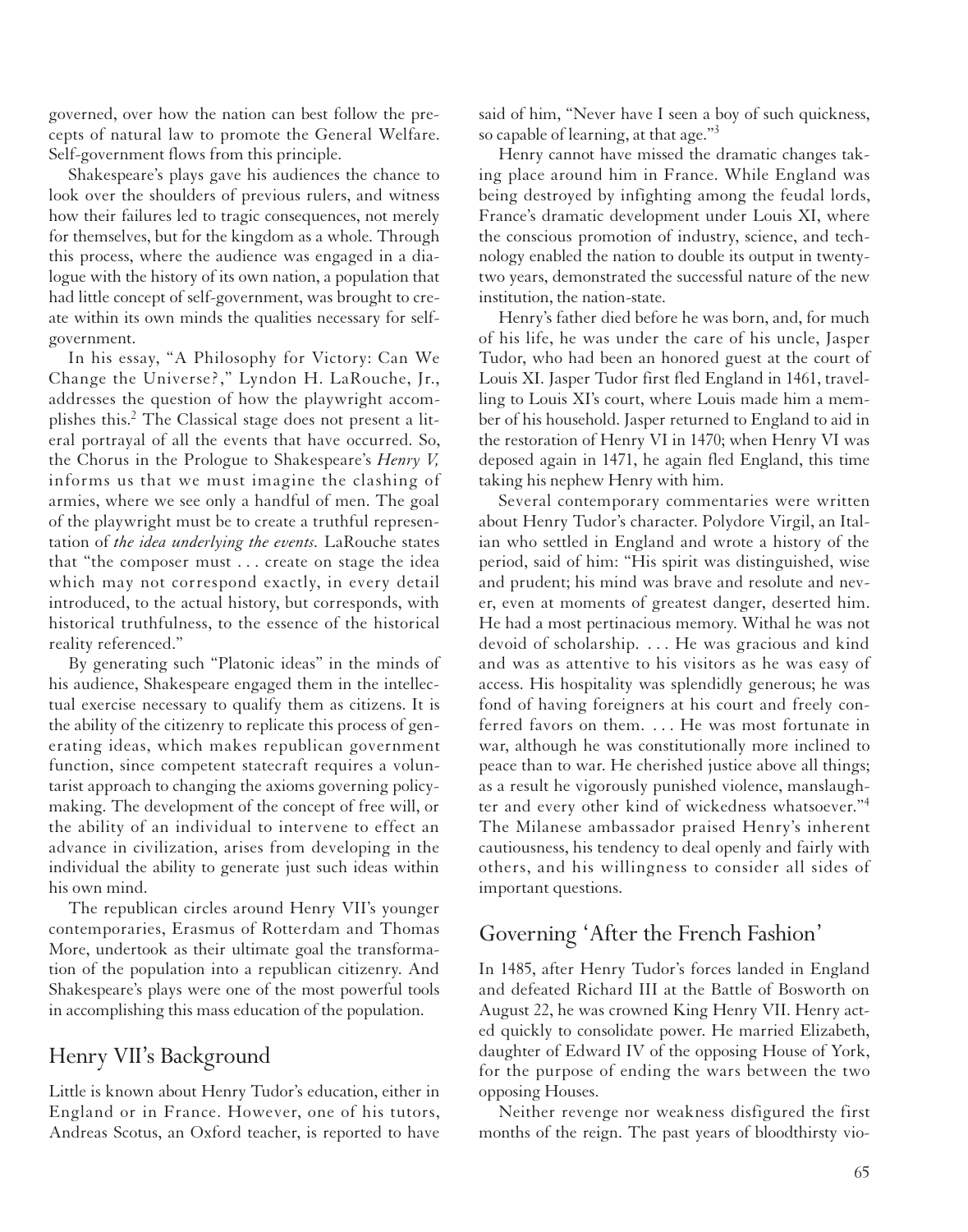governed, over how the nation can best follow the precepts of natural law to promote the General Welfare. Self-government flows from this principle.

Shakespeare's plays gave his audiences the chance to look over the shoulders of previous rulers, and witness how their failures led to tragic consequences, not merely for themselves, but for the kingdom as a whole. Through this process, where the audience was engaged in a dialogue with the history of its own nation, a population that had little concept of self-government, was brought to create within its own minds the qualities necessary for self-government.

In his essay, "A Philosophy for Victory: Can We Change the Universe?," Lyndon H. LaRouche, Jr., addresses the question of how the playwright accomplishes this.[2] The Classical stage does not present a literal portrayal of all the events that have occurred. So, the Chorus in the Prologue to Shakespeare's *Henry V,* informs us that we must imagine the clashing of armies, where we see only a handful of men. The goal of the playwright must be to create a truthful representation of *the idea underlying the events.* LaRouche states that "the composer must . . . create on stage the idea which may not correspond exactly, in every detail introduced, to the actual history, but corresponds, with historical truthfulness, to the essence of the historical reality referenced."

By generating such "Platonic ideas" in the minds of his audience, Shakespeare engaged them in the intellectual exercise necessary to qualify them as citizens. It is the ability of the citizenry to replicate this process of generating ideas, which makes republican government function, since competent statecraft requires a voluntarist approach to changing the axioms governing policy-making. The development of the concept of free will, or the ability of an individual to intervene to effect an advance in civilization, arises from developing in the individual the ability to generate just such ideas within his own mind.

The republican circles around Henry VII's younger contemporaries, Erasmus of Rotterdam and Thomas More, undertook as their ultimate goal the transformation of the population into a republican citizenry. And Shakespeare's plays were one of the most powerful tools in accomplishing this mass education of the population.

## Henry VII's Background

Little is known about Henry Tudor's education, either in England or in France. However, one of his tutors, Andreas Scotus, an Oxford teacher, is reported to have said of him, "Never have I seen a boy of such quickness, so capable of learning, at that age."[3]

Henry cannot have missed the dramatic changes taking place around him in France. While England was being destroyed by infighting among the feudal lords, France's dramatic development under Louis XI, where the conscious promotion of industry, science, and technology enabled the nation to double its output in twenty-two years, demonstrated the successful nature of the new institution, the nation-state.

Henry's father died before he was born, and, for much of his life, he was under the care of his uncle, Jasper Tudor, who had been an honored guest at the court of Louis XI. Jasper Tudor first fled England in 1461, travelling to Louis XI's court, where Louis made him a member of his household. Jasper returned to England to aid in the restoration of Henry VI in 1470; when Henry VI was deposed again in 1471, he again fled England, this time taking his nephew Henry with him.

Several contemporary commentaries were written about Henry Tudor's character. Polydore Virgil, an Italian who settled in England and wrote a history of the period, said of him: "His spirit was distinguished, wise and prudent; his mind was brave and resolute and never, even at moments of greatest danger, deserted him. He had a most pertinacious memory. Withal he was not devoid of scholarship. . . . He was gracious and kind and was as attentive to his visitors as he was easy of access. His hospitality was splendidly generous; he was fond of having foreigners at his court and freely conferred favors on them. . . . He was most fortunate in war, although he was constitutionally more inclined to peace than to war. He cherished justice above all things; as a result he vigorously punished violence, manslaughter and every other kind of wickedness whatsoever."[4] The Milanese ambassador praised Henry's inherent cautiousness, his tendency to deal openly and fairly with others, and his willingness to consider all sides of important questions.

## Governing 'After the French Fashion'

In 1485, after Henry Tudor's forces landed in England and defeated Richard III at the Battle of Bosworth on August 22, he was crowned King Henry VII. Henry acted quickly to consolidate power. He married Elizabeth, daughter of Edward IV of the opposing House of York, for the purpose of ending the wars between the two opposing Houses.

Neither revenge nor weakness disfigured the first months of the reign. The past years of bloodthirsty vio-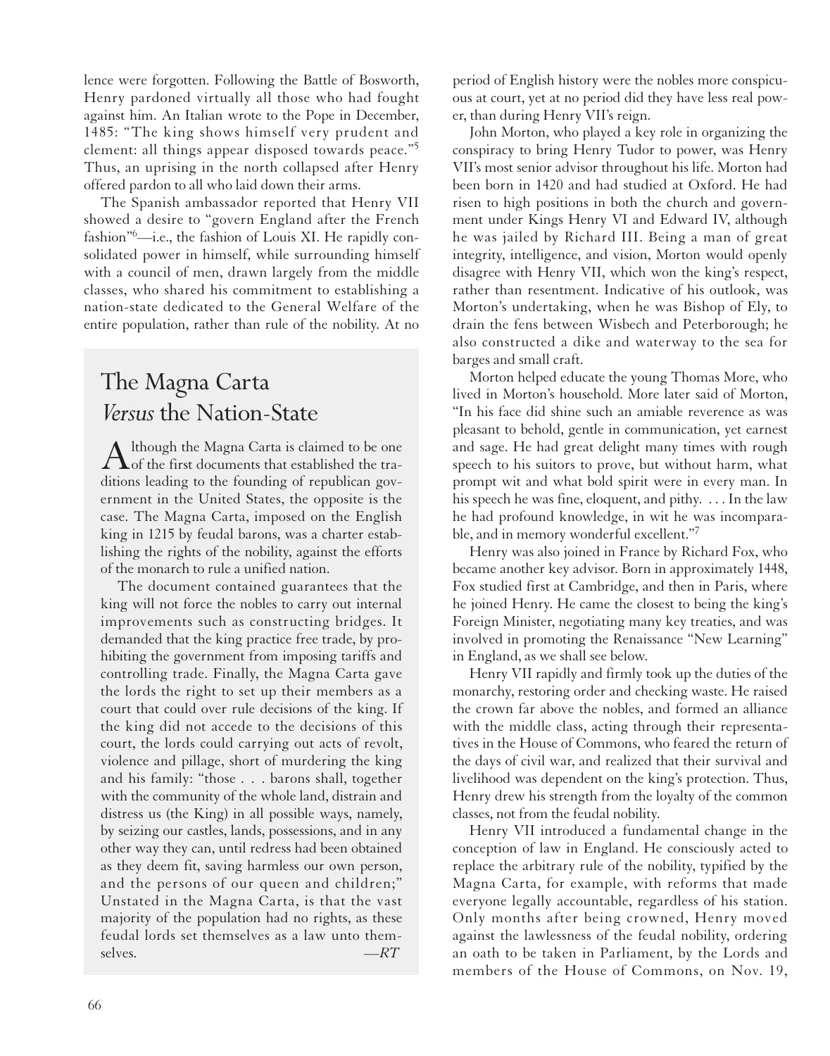lence were forgotten. Following the Battle of Bosworth, Henry pardoned virtually all those who had fought against him. An Italian wrote to the Pope in December, 1485: "The king shows himself very prudent and clement: all things appear disposed towards peace."[5] Thus, an uprising in the north collapsed after Henry offered pardon to all who laid down their arms.

The Spanish ambassador reported that Henry VII showed a desire to "govern England after the French fashion"[6]—i.e., the fashion of Louis XI. He rapidly consolidated power in himself, while surrounding himself with a council of men, drawn largely from the middle classes, who shared his commitment to establishing a nation-state dedicated to the General Welfare of the entire population, rather than rule of the nobility. At no period of English history were the nobles more conspicuous at court, yet at no period did they have less real power, than during Henry VII's reign.

John Morton, who played a key role in organizing the conspiracy to bring Henry Tudor to power, was Henry VII's most senior advisor throughout his life. Morton had been born in 1420 and had studied at Oxford. He had risen to high positions in both the church and government under Kings Henry VI and Edward IV, although he was jailed by Richard III. Being a man of great integrity, intelligence, and vision, Morton would openly disagree with Henry VII, which won the king's respect, rather than resentment. Indicative of his outlook, was Morton's undertaking, when he was Bishop of Ely, to drain the fens between Wisbech and Peterborough; he also constructed a dike and waterway to the sea for barges and small craft.

Morton helped educate the young Thomas More, who lived in Morton's household. More later said of Morton, "In his face did shine such an amiable reverence as was pleasant to behold, gentle in communication, yet earnest and sage. He had great delight many times with rough speech to his suitors to prove, but without harm, what prompt wit and what bold spirit were in every man. In his speech he was fine, eloquent, and pithy. . . . In the law he had profound knowledge, in wit he was incomparable, and in memory wonderful excellent."[7]

Henry was also joined in France by Richard Fox, who became another key advisor. Born in approximately 1448, Fox studied first at Cambridge, and then in Paris, where he joined Henry. He came the closest to being the king's Foreign Minister, negotiating many key treaties, and was involved in promoting the Renaissance "New Learning" in England, as we shall see below.

Henry VII rapidly and firmly took up the duties of the monarchy, restoring order and checking waste. He raised the crown far above the nobles, and formed an alliance with the middle class, acting through their representatives in the House of Commons, who feared the return of the days of civil war, and realized that their survival and livelihood was dependent on the king's protection. Thus, Henry drew his strength from the loyalty of the common classes, not from the feudal nobility.

Henry VII introduced a fundamental change in the conception of law in England. He consciously acted to replace the arbitrary rule of the nobility, typified by the Magna Carta, for example, with reforms that made everyone legally accountable, regardless of his station. Only months after being crowned, Henry moved against the lawlessness of the feudal nobility, ordering an oath to be taken in Parliament, by the Lords and members of the House of Commons, on Nov. 19,

## The Magna Carta *Versus* the Nation-State

Although the Magna Carta is claimed to be one of the first documents that established the traditions leading to the founding of republican government in the United States, the opposite is the case. The Magna Carta, imposed on the English king in 1215 by feudal barons, was a charter establishing the rights of the nobility, against the efforts of the monarch to rule a unified nation.

The document contained guarantees that the king will not force the nobles to carry out internal improvements such as constructing bridges. It demanded that the king practice free trade, by prohibiting the government from imposing tariffs and controlling trade. Finally, the Magna Carta gave the lords the right to set up their members as a court that could over rule decisions of the king. If the king did not accede to the decisions of this court, the lords could carrying out acts of revolt, violence and pillage, short of murdering the king and his family: "those . . . barons shall, together with the community of the whole land, distrain and distress us (the King) in all possible ways, namely, by seizing our castles, lands, possessions, and in any other way they can, until redress had been obtained as they deem fit, saving harmless our own person, and the persons of our queen and children;" Unstated in the Magna Carta, is that the vast majority of the population had no rights, as these feudal lords set themselves as a law unto themselves. —*RT*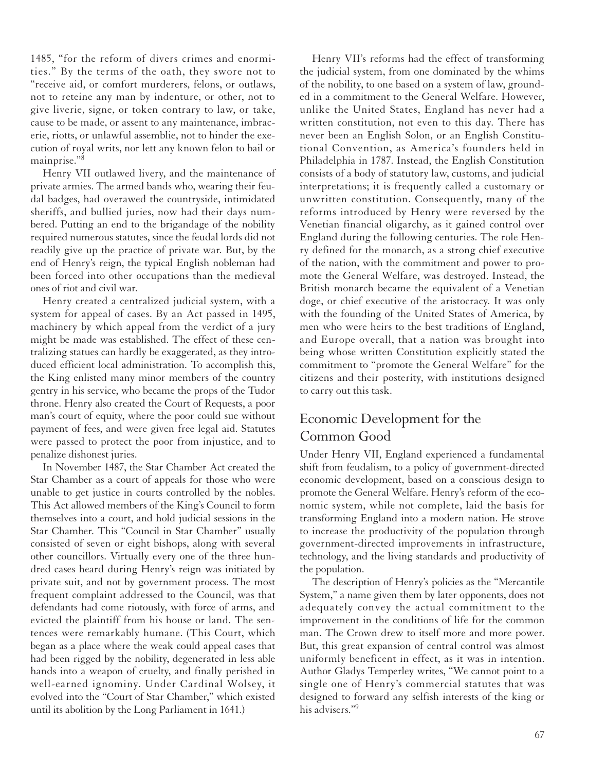1485, "for the reform of divers crimes and enormities." By the terms of the oath, they swore not to "receive aid, or comfort murderers, felons, or outlaws, not to reteine any man by indenture, or other, not to give liverie, signe, or token contrary to law, or take, cause to be made, or assent to any maintenance, imbracerie, riotts, or unlawful assemblie, not to hinder the execution of royal writs, nor lett any known felon to bail or mainprise."[8]

Henry VII outlawed livery, and the maintenance of private armies. The armed bands who, wearing their feudal badges, had overawed the countryside, intimidated sheriffs, and bullied juries, now had their days numbered. Putting an end to the brigandage of the nobility required numerous statutes, since the feudal lords did not readily give up the practice of private war. But, by the end of Henry's reign, the typical English nobleman had been forced into other occupations than the medieval ones of riot and civil war.

Henry created a centralized judicial system, with a system for appeal of cases. By an Act passed in 1495, machinery by which appeal from the verdict of a jury might be made was established. The effect of these centralizing statues can hardly be exaggerated, as they introduced efficient local administration. To accomplish this, the King enlisted many minor members of the country gentry in his service, who became the props of the Tudor throne. Henry also created the Court of Requests, a poor man's court of equity, where the poor could sue without payment of fees, and were given free legal aid. Statutes were passed to protect the poor from injustice, and to penalize dishonest juries.

In November 1487, the Star Chamber Act created the Star Chamber as a court of appeals for those who were unable to get justice in courts controlled by the nobles. This Act allowed members of the King's Council to form themselves into a court, and hold judicial sessions in the Star Chamber. This "Council in Star Chamber" usually consisted of seven or eight bishops, along with several other councillors. Virtually every one of the three hundred cases heard during Henry's reign was initiated by private suit, and not by government process. The most frequent complaint addressed to the Council, was that defendants had come riotously, with force of arms, and evicted the plaintiff from his house or land. The sentences were remarkably humane. (This Court, which began as a place where the weak could appeal cases that had been rigged by the nobility, degenerated in less able hands into a weapon of cruelty, and finally perished in well-earned ignominy. Under Cardinal Wolsey, it evolved into the "Court of Star Chamber," which existed until its abolition by the Long Parliament in 1641.)

Henry VII's reforms had the effect of transforming the judicial system, from one dominated by the whims of the nobility, to one based on a system of law, grounded in a commitment to the General Welfare. However, unlike the United States, England has never had a written constitution, not even to this day. There has never been an English Solon, or an English Constitutional Convention, as America's founders held in Philadelphia in 1787. Instead, the English Constitution consists of a body of statutory law, customs, and judicial interpretations; it is frequently called a customary or unwritten constitution. Consequently, many of the reforms introduced by Henry were reversed by the Venetian financial oligarchy, as it gained control over England during the following centuries. The role Henry defined for the monarch, as a strong chief executive of the nation, with the commitment and power to promote the General Welfare, was destroyed. Instead, the British monarch became the equivalent of a Venetian doge, or chief executive of the aristocracy. It was only with the founding of the United States of America, by men who were heirs to the best traditions of England, and Europe overall, that a nation was brought into being whose written Constitution explicitly stated the commitment to "promote the General Welfare" for the citizens and their posterity, with institutions designed to carry out this task.

## Economic Development for the Common Good

Under Henry VII, England experienced a fundamental shift from feudalism, to a policy of government-directed economic development, based on a conscious design to promote the General Welfare. Henry's reform of the economic system, while not complete, laid the basis for transforming England into a modern nation. He strove to increase the productivity of the population through government-directed improvements in infrastructure, technology, and the living standards and productivity of the population.

The description of Henry's policies as the "Mercantile System," a name given them by later opponents, does not adequately convey the actual commitment to the improvement in the conditions of life for the common man. The Crown drew to itself more and more power. But, this great expansion of central control was almost uniformly beneficent in effect, as it was in intention. Author Gladys Temperley writes, "We cannot point to a single one of Henry's commercial statutes that was designed to forward any selfish interests of the king or his advisers."[9]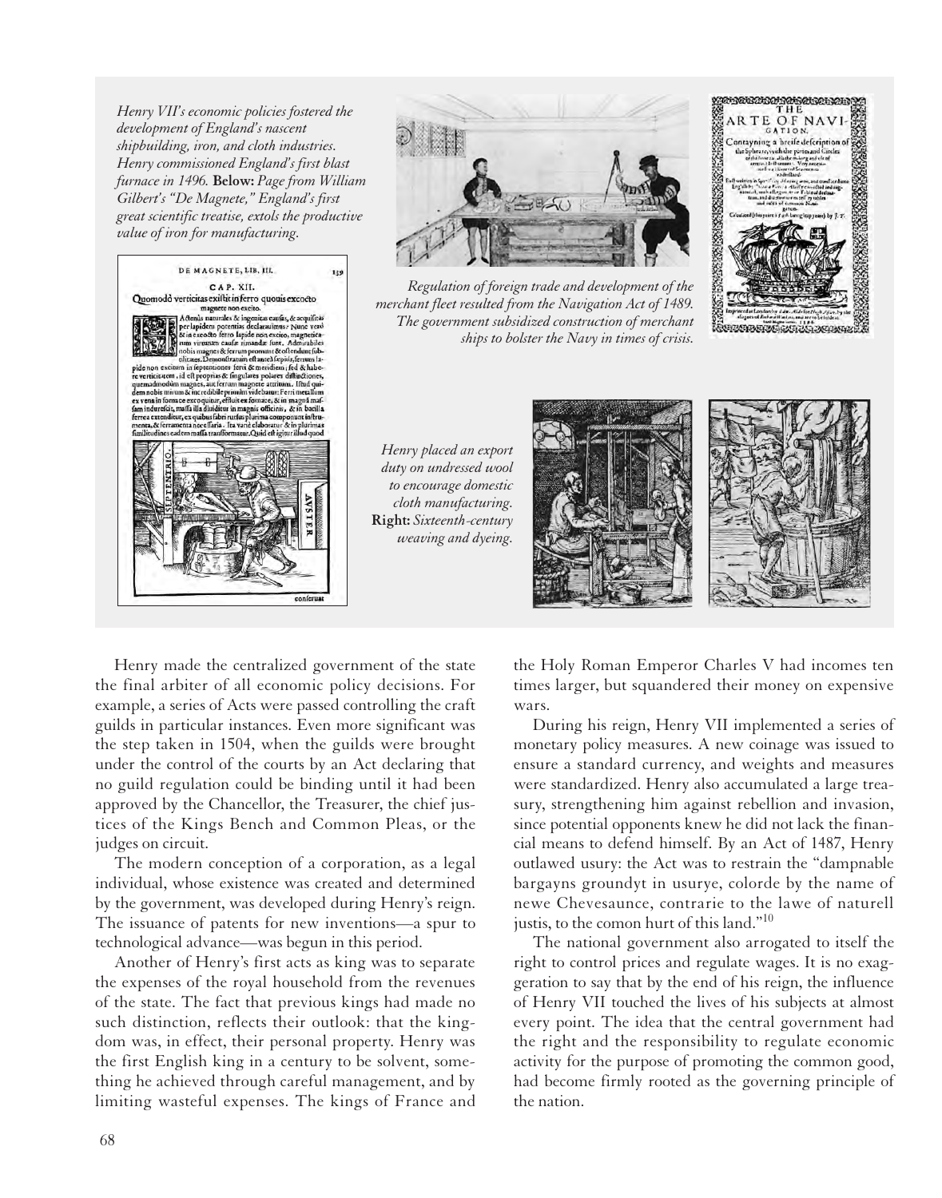*Henry VII's economic policies fostered the development of England's nascent shipbuilding, iron, and cloth industries. Henry commissioned England's first blast furnace in 1496.* **Below:** *Page from William Gilbert's "De Magnete," England's first great scientific treatise, extols the productive value of iron for manufacturing.*

*Regulation of foreign trade and development of the merchant fleet resulted from the Navigation Act of 1489. The government subsidized construction of merchant ships to bolster the Navy in times of crisis.*

*Henry placed an export duty on undressed wool to encourage domestic cloth manufacturing.* **Right:** *Sixteenth-century weaving and dyeing.*

Henry made the centralized government of the state the final arbiter of all economic policy decisions. For example, a series of Acts were passed controlling the craft guilds in particular instances. Even more significant was the step taken in 1504, when the guilds were brought under the control of the courts by an Act declaring that no guild regulation could be binding until it had been approved by the Chancellor, the Treasurer, the chief justices of the Kings Bench and Common Pleas, or the judges on circuit.

The modern conception of a corporation, as a legal individual, whose existence was created and determined by the government, was developed during Henry's reign. The issuance of patents for new inventions—a spur to technological advance—was begun in this period.

Another of Henry's first acts as king was to separate the expenses of the royal household from the revenues of the state. The fact that previous kings had made no such distinction, reflects their outlook: that the kingdom was, in effect, their personal property. Henry was the first English king in a century to be solvent, something he achieved through careful management, and by limiting wasteful expenses. The kings of France and the Holy Roman Emperor Charles V had incomes ten times larger, but squandered their money on expensive wars.

During his reign, Henry VII implemented a series of monetary policy measures. A new coinage was issued to ensure a standard currency, and weights and measures were standardized. Henry also accumulated a large treasury, strengthening him against rebellion and invasion, since potential opponents knew he did not lack the financial means to defend himself. By an Act of 1487, Henry outlawed usury: the Act was to restrain the "dampnable bargayns groundyt in usurye, colorde by the name of newe Chevesaunce, contrarie to the lawe of naturell justis, to the comon hurt of this land."[10]

The national government also arrogated to itself the right to control prices and regulate wages. It is no exaggeration to say that by the end of his reign, the influence of Henry VII touched the lives of his subjects at almost every point. The idea that the central government had the right and the responsibility to regulate economic activity for the purpose of promoting the common good, had become firmly rooted as the governing principle of the nation.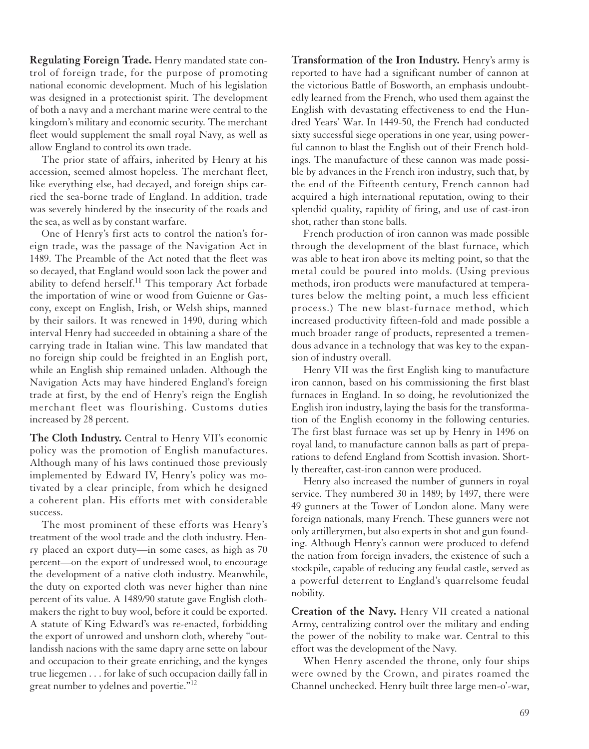**Regulating Foreign Trade.** Henry mandated state control of foreign trade, for the purpose of promoting national economic development. Much of his legislation was designed in a protectionist spirit. The development of both a navy and a merchant marine were central to the kingdom's military and economic security. The merchant fleet would supplement the small royal Navy, as well as allow England to control its own trade.

The prior state of affairs, inherited by Henry at his accession, seemed almost hopeless. The merchant fleet, like everything else, had decayed, and foreign ships carried the sea-borne trade of England. In addition, trade was severely hindered by the insecurity of the roads and the sea, as well as by constant warfare.

One of Henry's first acts to control the nation's foreign trade, was the passage of the Navigation Act in 1489. The Preamble of the Act noted that the fleet was so decayed, that England would soon lack the power and ability to defend herself.[11] This temporary Act forbade the importation of wine or wood from Guienne or Gascony, except on English, Irish, or Welsh ships, manned by their sailors. It was renewed in 1490, during which interval Henry had succeeded in obtaining a share of the carrying trade in Italian wine. This law mandated that no foreign ship could be freighted in an English port, while an English ship remained unladen. Although the Navigation Acts may have hindered England's foreign trade at first, by the end of Henry's reign the English merchant fleet was flourishing. Customs duties increased by 28 percent.

**The Cloth Industry.** Central to Henry VII's economic policy was the promotion of English manufactures. Although many of his laws continued those previously implemented by Edward IV, Henry's policy was motivated by a clear principle, from which he designed a coherent plan. His efforts met with considerable success.

The most prominent of these efforts was Henry's treatment of the wool trade and the cloth industry. Henry placed an export duty—in some cases, as high as 70 percent—on the export of undressed wool, to encourage the development of a native cloth industry. Meanwhile, the duty on exported cloth was never higher than nine percent of its value. A 1489/90 statute gave English clothmakers the right to buy wool, before it could be exported. A statute of King Edward's was re-enacted, forbidding the export of unrowed and unshorn cloth, whereby "outlandissh nacions with the same dapry arne sette on labour and occupacion to their greate enriching, and the kynges true liegemen . . . for lake of such occupacion dailly fall in great number to ydelnes and povertie."[12]

**Transformation of the Iron Industry.** Henry's army is reported to have had a significant number of cannon at the victorious Battle of Bosworth, an emphasis undoubtedly learned from the French, who used them against the English with devastating effectiveness to end the Hundred Years' War. In 1449-50, the French had conducted sixty successful siege operations in one year, using powerful cannon to blast the English out of their French holdings. The manufacture of these cannon was made possible by advances in the French iron industry, such that, by the end of the Fifteenth century, French cannon had acquired a high international reputation, owing to their splendid quality, rapidity of firing, and use of cast-iron shot, rather than stone balls.

French production of iron cannon was made possible through the development of the blast furnace, which was able to heat iron above its melting point, so that the metal could be poured into molds. (Using previous methods, iron products were manufactured at temperatures below the melting point, a much less efficient process.) The new blast-furnace method, which increased productivity fifteen-fold and made possible a much broader range of products, represented a tremendous advance in a technology that was key to the expansion of industry overall.

Henry VII was the first English king to manufacture iron cannon, based on his commissioning the first blast furnaces in England. In so doing, he revolutionized the English iron industry, laying the basis for the transformation of the English economy in the following centuries. The first blast furnace was set up by Henry in 1496 on royal land, to manufacture cannon balls as part of preparations to defend England from Scottish invasion. Shortly thereafter, cast-iron cannon were produced.

Henry also increased the number of gunners in royal service. They numbered 30 in 1489; by 1497, there were 49 gunners at the Tower of London alone. Many were foreign nationals, many French. These gunners were not only artillerymen, but also experts in shot and gun founding. Although Henry's cannon were produced to defend the nation from foreign invaders, the existence of such a stockpile, capable of reducing any feudal castle, served as a powerful deterrent to England's quarrelsome feudal nobility.

**Creation of the Navy.** Henry VII created a national Army, centralizing control over the military and ending the power of the nobility to make war. Central to this effort was the development of the Navy.

When Henry ascended the throne, only four ships were owned by the Crown, and pirates roamed the Channel unchecked. Henry built three large men-o'-war,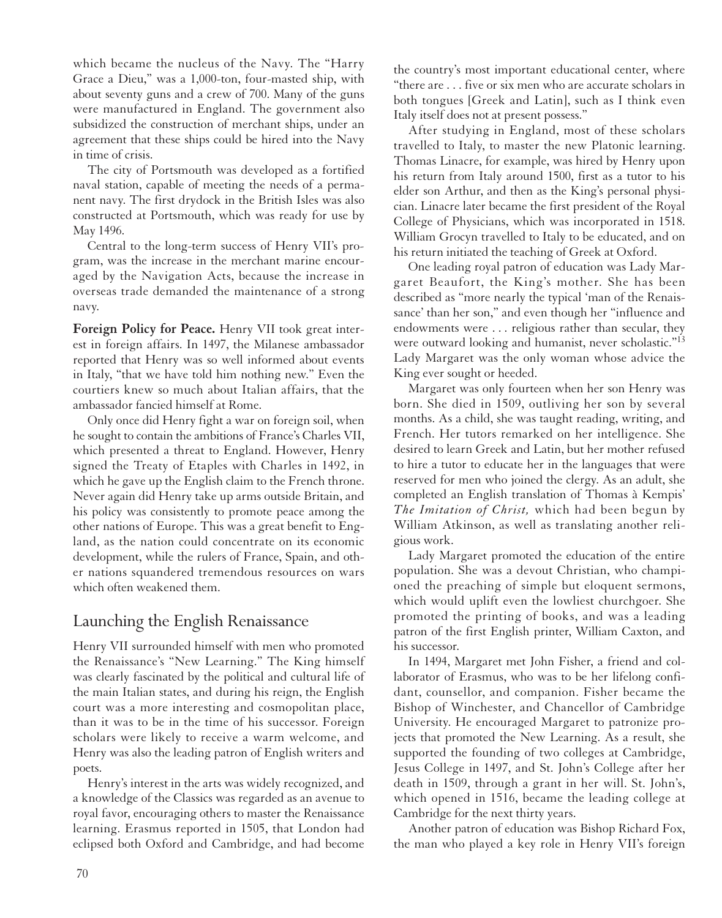which became the nucleus of the Navy. The "Harry Grace a Dieu," was a 1,000-ton, four-masted ship, with about seventy guns and a crew of 700. Many of the guns were manufactured in England. The government also subsidized the construction of merchant ships, under an agreement that these ships could be hired into the Navy in time of crisis.

The city of Portsmouth was developed as a fortified naval station, capable of meeting the needs of a permanent navy. The first drydock in the British Isles was also constructed at Portsmouth, which was ready for use by May 1496.

Central to the long-term success of Henry VII's program, was the increase in the merchant marine encouraged by the Navigation Acts, because the increase in overseas trade demanded the maintenance of a strong navy.

**Foreign Policy for Peace.** Henry VII took great interest in foreign affairs. In 1497, the Milanese ambassador reported that Henry was so well informed about events in Italy, "that we have told him nothing new." Even the courtiers knew so much about Italian affairs, that the ambassador fancied himself at Rome.

Only once did Henry fight a war on foreign soil, when he sought to contain the ambitions of France's Charles VII, which presented a threat to England. However, Henry signed the Treaty of Etaples with Charles in 1492, in which he gave up the English claim to the French throne. Never again did Henry take up arms outside Britain, and his policy was consistently to promote peace among the other nations of Europe. This was a great benefit to England, as the nation could concentrate on its economic development, while the rulers of France, Spain, and other nations squandered tremendous resources on wars which often weakened them.

## Launching the English Renaissance

Henry VII surrounded himself with men who promoted the Renaissance's "New Learning." The King himself was clearly fascinated by the political and cultural life of the main Italian states, and during his reign, the English court was a more interesting and cosmopolitan place, than it was to be in the time of his successor. Foreign scholars were likely to receive a warm welcome, and Henry was also the leading patron of English writers and poets.

Henry's interest in the arts was widely recognized, and a knowledge of the Classics was regarded as an avenue to royal favor, encouraging others to master the Renaissance learning. Erasmus reported in 1505, that London had eclipsed both Oxford and Cambridge, and had become the country's most important educational center, where "there are . . . five or six men who are accurate scholars in both tongues [Greek and Latin], such as I think even Italy itself does not at present possess."

After studying in England, most of these scholars travelled to Italy, to master the new Platonic learning. Thomas Linacre, for example, was hired by Henry upon his return from Italy around 1500, first as a tutor to his elder son Arthur, and then as the King's personal physician. Linacre later became the first president of the Royal College of Physicians, which was incorporated in 1518. William Grocyn travelled to Italy to be educated, and on his return initiated the teaching of Greek at Oxford.

One leading royal patron of education was Lady Margaret Beaufort, the King's mother. She has been described as "more nearly the typical 'man of the Renaissance' than her son," and even though her "influence and endowments were . . . religious rather than secular, they were outward looking and humanist, never scholastic."[13] Lady Margaret was the only woman whose advice the King ever sought or heeded.

Margaret was only fourteen when her son Henry was born. She died in 1509, outliving her son by several months. As a child, she was taught reading, writing, and French. Her tutors remarked on her intelligence. She desired to learn Greek and Latin, but her mother refused to hire a tutor to educate her in the languages that were reserved for men who joined the clergy. As an adult, she completed an English translation of Thomas à Kempis' *The Imitation of Christ,* which had been begun by William Atkinson, as well as translating another religious work.

Lady Margaret promoted the education of the entire population. She was a devout Christian, who championed the preaching of simple but eloquent sermons, which would uplift even the lowliest churchgoer. She promoted the printing of books, and was a leading patron of the first English printer, William Caxton, and his successor.

In 1494, Margaret met John Fisher, a friend and collaborator of Erasmus, who was to be her lifelong confidant, counsellor, and companion. Fisher became the Bishop of Winchester, and Chancellor of Cambridge University. He encouraged Margaret to patronize projects that promoted the New Learning. As a result, she supported the founding of two colleges at Cambridge, Jesus College in 1497, and St. John's College after her death in 1509, through a grant in her will. St. John's, which opened in 1516, became the leading college at Cambridge for the next thirty years.

Another patron of education was Bishop Richard Fox, the man who played a key role in Henry VII's foreign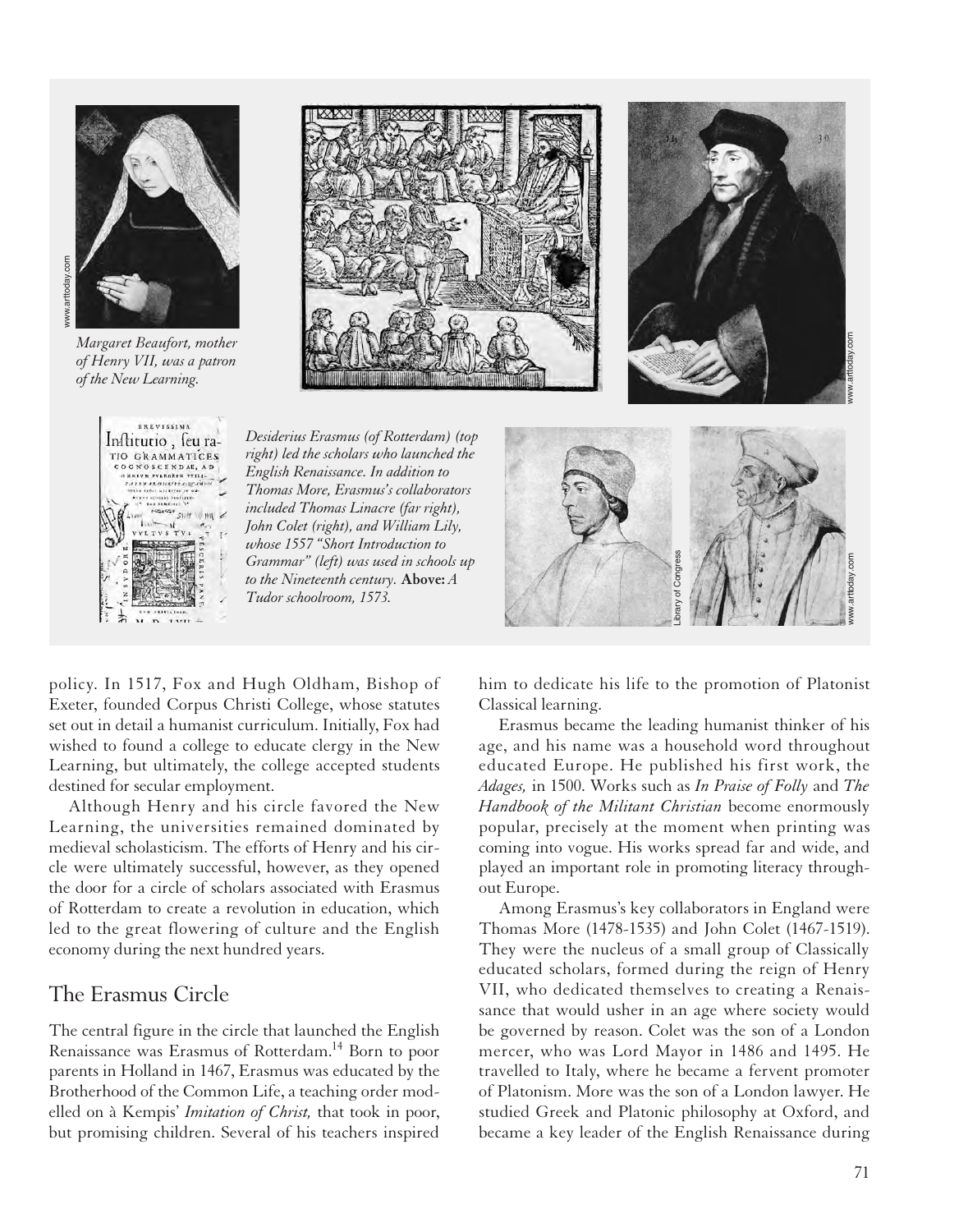Margaret Beaufort, mother of Henry VII, was a patron of the New Learning.

*Desiderius Erasmus (of Rotterdam) (top right) led the scholars who launched the English Renaissance. In addition to Thomas More, Erasmus's collaborators included Thomas Linacre (far right), John Colet (right), and William Lily, whose 1557 "Short Introduction to Grammar" (left) was used in schools up to the Nineteenth century.* **Above:** *A Tudor schoolroom, 1573.*

policy. In 1517, Fox and Hugh Oldham, Bishop of Exeter, founded Corpus Christi College, whose statutes set out in detail a humanist curriculum. Initially, Fox had wished to found a college to educate clergy in the New Learning, but ultimately, the college accepted students destined for secular employment.

Although Henry and his circle favored the New Learning, the universities remained dominated by medieval scholasticism. The efforts of Henry and his circle were ultimately successful, however, as they opened the door for a circle of scholars associated with Erasmus of Rotterdam to create a revolution in education, which led to the great flowering of culture and the English economy during the next hundred years.

## The Erasmus Circle

The central figure in the circle that launched the English Renaissance was Erasmus of Rotterdam.[14] Born to poor parents in Holland in 1467, Erasmus was educated by the Brotherhood of the Common Life, a teaching order modelled on à Kempis' *Imitation of Christ,* that took in poor, but promising children. Several of his teachers inspired him to dedicate his life to the promotion of Platonist Classical learning.

Erasmus became the leading humanist thinker of his age, and his name was a household word throughout educated Europe. He published his first work, the *Adages,* in 1500. Works such as *In Praise of Folly* and *The Handbook of the Militant Christian* become enormously popular, precisely at the moment when printing was coming into vogue. His works spread far and wide, and played an important role in promoting literacy throughout Europe.

Among Erasmus's key collaborators in England were Thomas More (1478-1535) and John Colet (1467-1519). They were the nucleus of a small group of Classically educated scholars, formed during the reign of Henry VII, who dedicated themselves to creating a Renaissance that would usher in an age where society would be governed by reason. Colet was the son of a London mercer, who was Lord Mayor in 1486 and 1495. He travelled to Italy, where he became a fervent promoter of Platonism. More was the son of a London lawyer. He studied Greek and Platonic philosophy at Oxford, and became a key leader of the English Renaissance during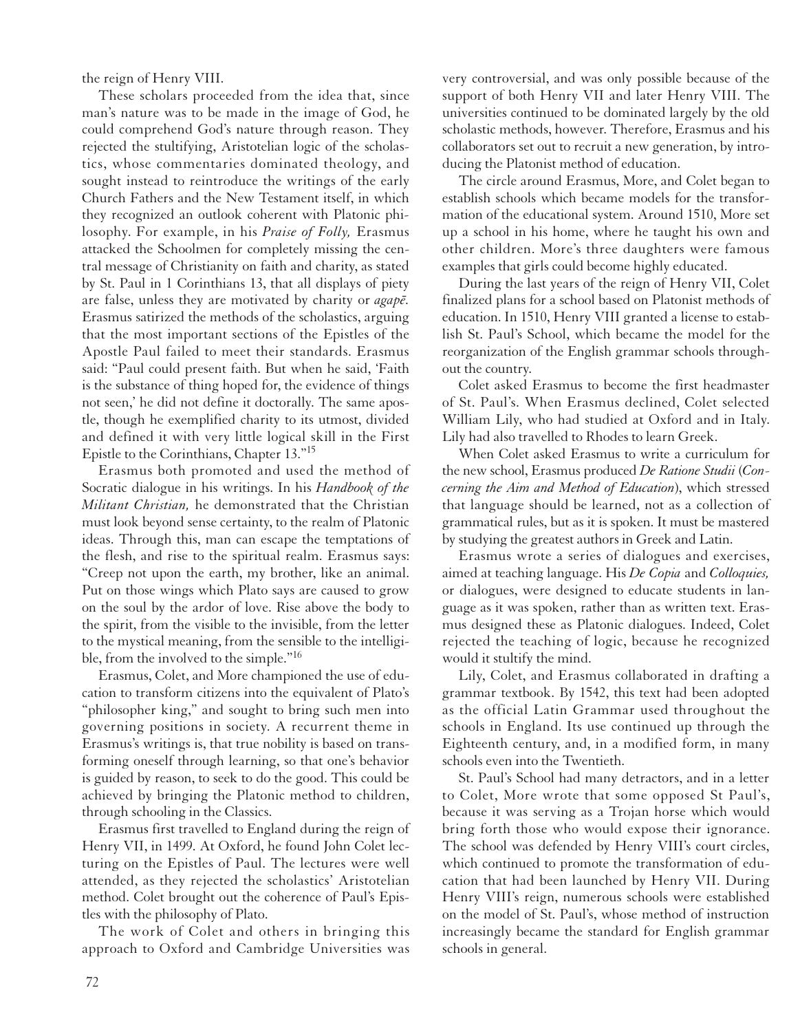the reign of Henry VIII.

These scholars proceeded from the idea that, since man's nature was to be made in the image of God, he could comprehend God's nature through reason. They rejected the stultifying, Aristotelian logic of the scholastics, whose commentaries dominated theology, and sought instead to reintroduce the writings of the early Church Fathers and the New Testament itself, in which they recognized an outlook coherent with Platonic philosophy. For example, in his *Praise of Folly,* Erasmus attacked the Schoolmen for completely missing the central message of Christianity on faith and charity, as stated by St. Paul in 1 Corinthians 13, that all displays of piety are false, unless they are motivated by charity or *agapē.* Erasmus satirized the methods of the scholastics, arguing that the most important sections of the Epistles of the Apostle Paul failed to meet their standards. Erasmus said: "Paul could present faith. But when he said, 'Faith is the substance of thing hoped for, the evidence of things not seen,' he did not define it doctorally. The same apostle, though he exemplified charity to its utmost, divided and defined it with very little logical skill in the First Epistle to the Corinthians, Chapter 13."[15]

Erasmus both promoted and used the method of Socratic dialogue in his writings. In his *Handbook of the Militant Christian,* he demonstrated that the Christian must look beyond sense certainty, to the realm of Platonic ideas. Through this, man can escape the temptations of the flesh, and rise to the spiritual realm. Erasmus says: "Creep not upon the earth, my brother, like an animal. Put on those wings which Plato says are caused to grow on the soul by the ardor of love. Rise above the body to the spirit, from the visible to the invisible, from the letter to the mystical meaning, from the sensible to the intelligible, from the involved to the simple."[16]

Erasmus, Colet, and More championed the use of education to transform citizens into the equivalent of Plato's "philosopher king," and sought to bring such men into governing positions in society. A recurrent theme in Erasmus's writings is, that true nobility is based on transforming oneself through learning, so that one's behavior is guided by reason, to seek to do the good. This could be achieved by bringing the Platonic method to children, through schooling in the Classics.

Erasmus first travelled to England during the reign of Henry VII, in 1499. At Oxford, he found John Colet lecturing on the Epistles of Paul. The lectures were well attended, as they rejected the scholastics' Aristotelian method. Colet brought out the coherence of Paul's Epistles with the philosophy of Plato.

The work of Colet and others in bringing this approach to Oxford and Cambridge Universities was very controversial, and was only possible because of the support of both Henry VII and later Henry VIII. The universities continued to be dominated largely by the old scholastic methods, however. Therefore, Erasmus and his collaborators set out to recruit a new generation, by introducing the Platonist method of education.

The circle around Erasmus, More, and Colet began to establish schools which became models for the transformation of the educational system. Around 1510, More set up a school in his home, where he taught his own and other children. More's three daughters were famous examples that girls could become highly educated.

During the last years of the reign of Henry VII, Colet finalized plans for a school based on Platonist methods of education. In 1510, Henry VIII granted a license to establish St. Paul's School, which became the model for the reorganization of the English grammar schools throughout the country.

Colet asked Erasmus to become the first headmaster of St. Paul's. When Erasmus declined, Colet selected William Lily, who had studied at Oxford and in Italy. Lily had also travelled to Rhodes to learn Greek.

When Colet asked Erasmus to write a curriculum for the new school, Erasmus produced *De Ratione Studii* (*Concerning the Aim and Method of Education*), which stressed that language should be learned, not as a collection of grammatical rules, but as it is spoken. It must be mastered by studying the greatest authors in Greek and Latin.

Erasmus wrote a series of dialogues and exercises, aimed at teaching language. His *De Copia* and *Colloquies,* or dialogues, were designed to educate students in language as it was spoken, rather than as written text. Erasmus designed these as Platonic dialogues. Indeed, Colet rejected the teaching of logic, because he recognized would it stultify the mind.

Lily, Colet, and Erasmus collaborated in drafting a grammar textbook. By 1542, this text had been adopted as the official Latin Grammar used throughout the schools in England. Its use continued up through the Eighteenth century, and, in a modified form, in many schools even into the Twentieth.

St. Paul's School had many detractors, and in a letter to Colet, More wrote that some opposed St Paul's, because it was serving as a Trojan horse which would bring forth those who would expose their ignorance. The school was defended by Henry VIII's court circles, which continued to promote the transformation of education that had been launched by Henry VII. During Henry VIII's reign, numerous schools were established on the model of St. Paul's, whose method of instruction increasingly became the standard for English grammar schools in general.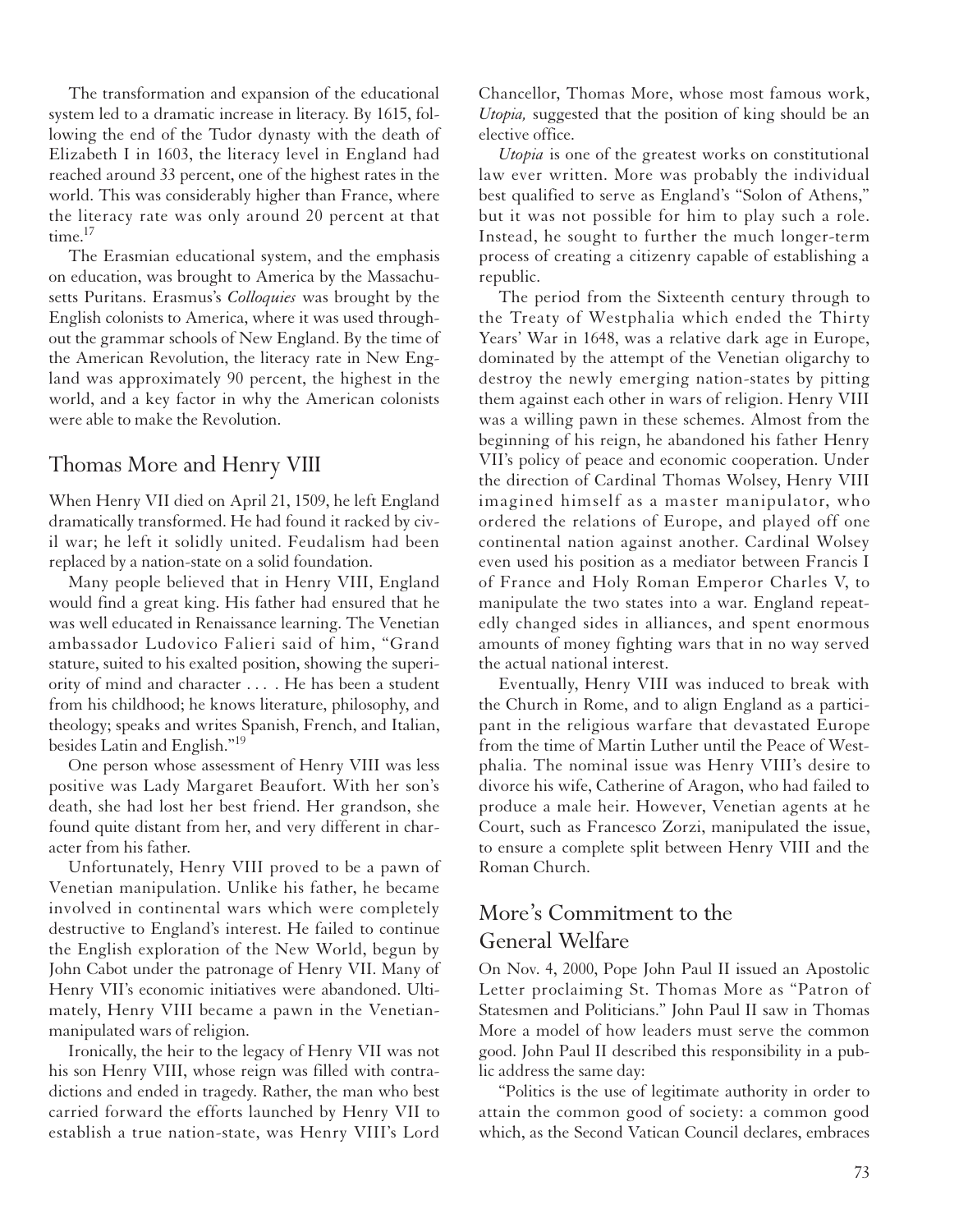The transformation and expansion of the educational system led to a dramatic increase in literacy. By 1615, following the end of the Tudor dynasty with the death of Elizabeth I in 1603, the literacy level in England had reached around 33 percent, one of the highest rates in the world. This was considerably higher than France, where the literacy rate was only around 20 percent at that time.[17]

The Erasmian educational system, and the emphasis on education, was brought to America by the Massachusetts Puritans. Erasmus's *Colloquies* was brought by the English colonists to America, where it was used throughout the grammar schools of New England. By the time of the American Revolution, the literacy rate in New England was approximately 90 percent, the highest in the world, and a key factor in why the American colonists were able to make the Revolution.

## Thomas More and Henry VIII

When Henry VII died on April 21, 1509, he left England dramatically transformed. He had found it racked by civil war; he left it solidly united. Feudalism had been replaced by a nation-state on a solid foundation.

Many people believed that in Henry VIII, England would find a great king. His father had ensured that he was well educated in Renaissance learning. The Venetian ambassador Ludovico Falieri said of him, "Grand stature, suited to his exalted position, showing the superiority of mind and character . . . . He has been a student from his childhood; he knows literature, philosophy, and theology; speaks and writes Spanish, French, and Italian, besides Latin and English."[19]

One person whose assessment of Henry VIII was less positive was Lady Margaret Beaufort. With her son's death, she had lost her best friend. Her grandson, she found quite distant from her, and very different in character from his father.

Unfortunately, Henry VIII proved to be a pawn of Venetian manipulation. Unlike his father, he became involved in continental wars which were completely destructive to England's interest. He failed to continue the English exploration of the New World, begun by John Cabot under the patronage of Henry VII. Many of Henry VII's economic initiatives were abandoned. Ultimately, Henry VIII became a pawn in the Venetian-manipulated wars of religion.

Ironically, the heir to the legacy of Henry VII was not his son Henry VIII, whose reign was filled with contradictions and ended in tragedy. Rather, the man who best carried forward the efforts launched by Henry VII to establish a true nation-state, was Henry VIII's Lord Chancellor, Thomas More, whose most famous work, *Utopia,* suggested that the position of king should be an elective office.

*Utopia* is one of the greatest works on constitutional law ever written. More was probably the individual best qualified to serve as England's "Solon of Athens," but it was not possible for him to play such a role. Instead, he sought to further the much longer-term process of creating a citizenry capable of establishing a republic.

The period from the Sixteenth century through to the Treaty of Westphalia which ended the Thirty Years' War in 1648, was a relative dark age in Europe, dominated by the attempt of the Venetian oligarchy to destroy the newly emerging nation-states by pitting them against each other in wars of religion. Henry VIII was a willing pawn in these schemes. Almost from the beginning of his reign, he abandoned his father Henry VII's policy of peace and economic cooperation. Under the direction of Cardinal Thomas Wolsey, Henry VIII imagined himself as a master manipulator, who ordered the relations of Europe, and played off one continental nation against another. Cardinal Wolsey even used his position as a mediator between Francis I of France and Holy Roman Emperor Charles V, to manipulate the two states into a war. England repeatedly changed sides in alliances, and spent enormous amounts of money fighting wars that in no way served the actual national interest.

Eventually, Henry VIII was induced to break with the Church in Rome, and to align England as a participant in the religious warfare that devastated Europe from the time of Martin Luther until the Peace of Westphalia. The nominal issue was Henry VIII's desire to divorce his wife, Catherine of Aragon, who had failed to produce a male heir. However, Venetian agents at he Court, such as Francesco Zorzi, manipulated the issue, to ensure a complete split between Henry VIII and the Roman Church.

## More's Commitment to the General Welfare

On Nov. 4, 2000, Pope John Paul II issued an Apostolic Letter proclaiming St. Thomas More as "Patron of Statesmen and Politicians." John Paul II saw in Thomas More a model of how leaders must serve the common good. John Paul II described this responsibility in a public address the same day:

"Politics is the use of legitimate authority in order to attain the common good of society: a common good which, as the Second Vatican Council declares, embraces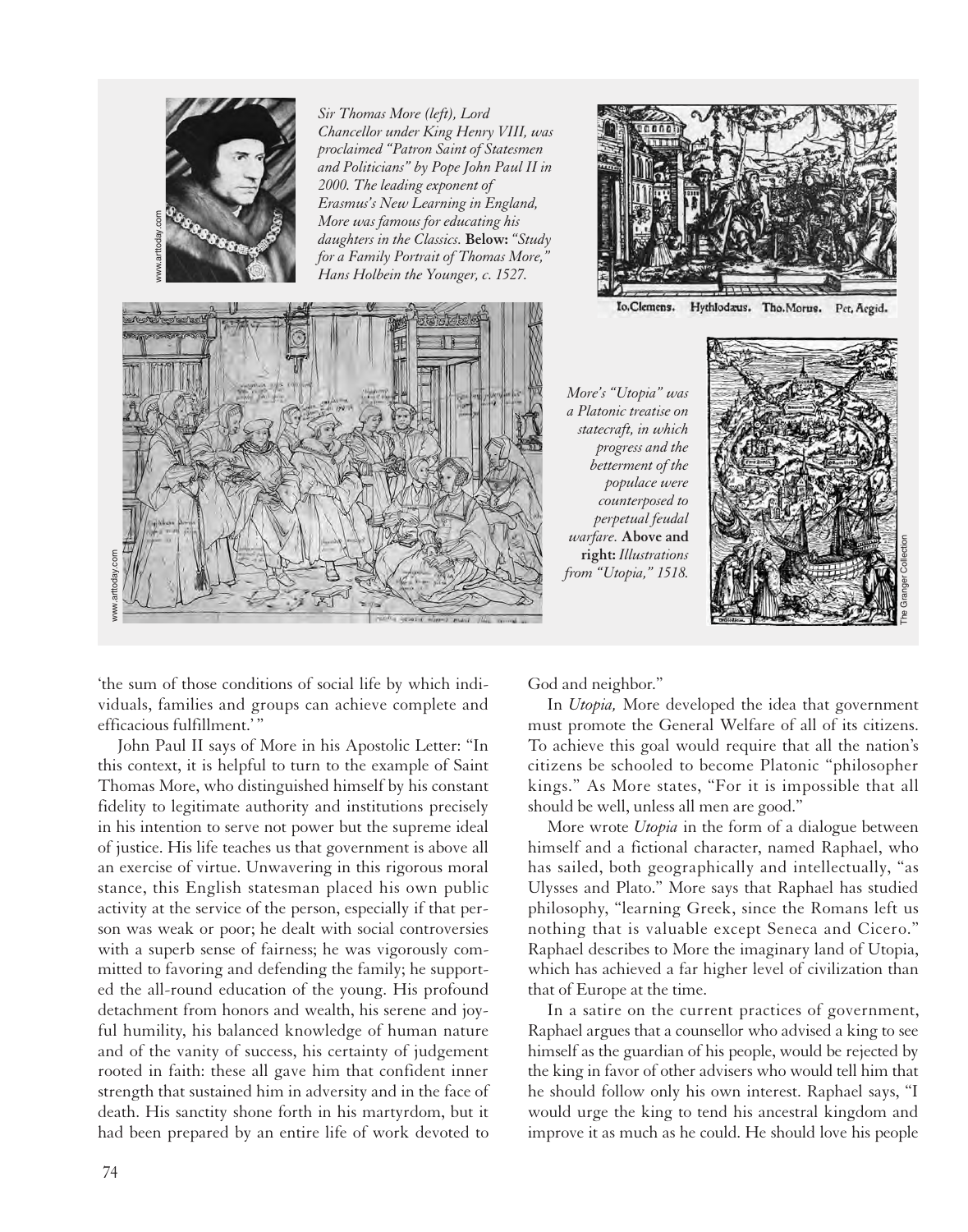*Sir Thomas More (left), Lord Chancellor under King Henry VIII, was proclaimed "Patron Saint of Statesmen and Politicians" by Pope John Paul II in 2000. The leading exponent of Erasmus's New Learning in England, More was famous for educating his daughters in the Classics.* **Below:** *"Study for a Family Portrait of Thomas More," Hans Holbein the Younger, c. 1527.*

*More's "Utopia" was a Platonic treatise on statecraft, in which progress and the betterment of the populace were counterposed to perpetual feudal warfare.* **Above and right:** *Illustrations from "Utopia," 1518.*

'the sum of those conditions of social life by which individuals, families and groups can achieve complete and efficacious fulfillment.'"

John Paul II says of More in his Apostolic Letter: "In this context, it is helpful to turn to the example of Saint Thomas More, who distinguished himself by his constant fidelity to legitimate authority and institutions precisely in his intention to serve not power but the supreme ideal of justice. His life teaches us that government is above all an exercise of virtue. Unwavering in this rigorous moral stance, this English statesman placed his own public activity at the service of the person, especially if that person was weak or poor; he dealt with social controversies with a superb sense of fairness; he was vigorously committed to favoring and defending the family; he supported the all-round education of the young. His profound detachment from honors and wealth, his serene and joyful humility, his balanced knowledge of human nature and of the vanity of success, his certainty of judgement rooted in faith: these all gave him that confident inner strength that sustained him in adversity and in the face of death. His sanctity shone forth in his martyrdom, but it had been prepared by an entire life of work devoted to God and neighbor."

In *Utopia,* More developed the idea that government must promote the General Welfare of all of its citizens. To achieve this goal would require that all the nation's citizens be schooled to become Platonic "philosopher kings." As More states, "For it is impossible that all should be well, unless all men are good."

More wrote *Utopia* in the form of a dialogue between himself and a fictional character, named Raphael, who has sailed, both geographically and intellectually, "as Ulysses and Plato." More says that Raphael has studied philosophy, "learning Greek, since the Romans left us nothing that is valuable except Seneca and Cicero." Raphael describes to More the imaginary land of Utopia, which has achieved a far higher level of civilization than that of Europe at the time.

In a satire on the current practices of government, Raphael argues that a counsellor who advised a king to see himself as the guardian of his people, would be rejected by the king in favor of other advisers who would tell him that he should follow only his own interest. Raphael says, "I would urge the king to tend his ancestral kingdom and improve it as much as he could. He should love his people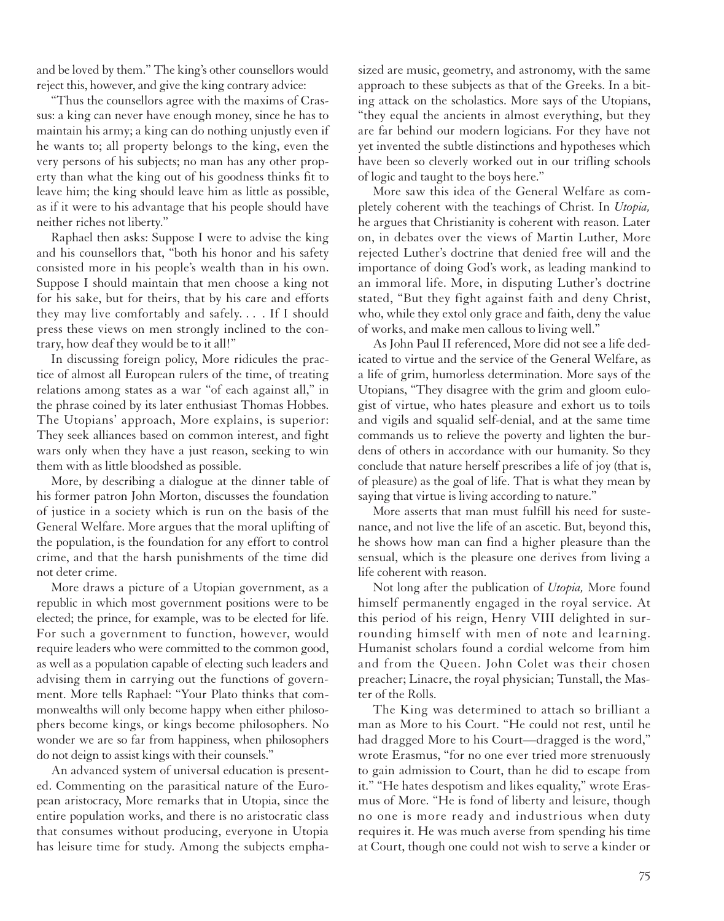and be loved by them." The king's other counsellors would reject this, however, and give the king contrary advice:

"Thus the counsellors agree with the maxims of Crassus: a king can never have enough money, since he has to maintain his army; a king can do nothing unjustly even if he wants to; all property belongs to the king, even the very persons of his subjects; no man has any other property than what the king out of his goodness thinks fit to leave him; the king should leave him as little as possible, as if it were to his advantage that his people should have neither riches not liberty."

Raphael then asks: Suppose I were to advise the king and his counsellors that, "both his honor and his safety consisted more in his people's wealth than in his own. Suppose I should maintain that men choose a king not for his sake, but for theirs, that by his care and efforts they may live comfortably and safely. . . . If I should press these views on men strongly inclined to the contrary, how deaf they would be to it all!"

In discussing foreign policy, More ridicules the practice of almost all European rulers of the time, of treating relations among states as a war "of each against all," in the phrase coined by its later enthusiast Thomas Hobbes. The Utopians' approach, More explains, is superior: They seek alliances based on common interest, and fight wars only when they have a just reason, seeking to win them with as little bloodshed as possible.

More, by describing a dialogue at the dinner table of his former patron John Morton, discusses the foundation of justice in a society which is run on the basis of the General Welfare. More argues that the moral uplifting of the population, is the foundation for any effort to control crime, and that the harsh punishments of the time did not deter crime.

More draws a picture of a Utopian government, as a republic in which most government positions were to be elected; the prince, for example, was to be elected for life. For such a government to function, however, would require leaders who were committed to the common good, as well as a population capable of electing such leaders and advising them in carrying out the functions of government. More tells Raphael: "Your Plato thinks that commonwealths will only become happy when either philosophers become kings, or kings become philosophers. No wonder we are so far from happiness, when philosophers do not deign to assist kings with their counsels."

An advanced system of universal education is presented. Commenting on the parasitical nature of the European aristocracy, More remarks that in Utopia, since the entire population works, and there is no aristocratic class that consumes without producing, everyone in Utopia has leisure time for study. Among the subjects emphasized are music, geometry, and astronomy, with the same approach to these subjects as that of the Greeks. In a biting attack on the scholastics. More says of the Utopians, "they equal the ancients in almost everything, but they are far behind our modern logicians. For they have not yet invented the subtle distinctions and hypotheses which have been so cleverly worked out in our trifling schools of logic and taught to the boys here."

More saw this idea of the General Welfare as completely coherent with the teachings of Christ. In *Utopia,* he argues that Christianity is coherent with reason. Later on, in debates over the views of Martin Luther, More rejected Luther's doctrine that denied free will and the importance of doing God's work, as leading mankind to an immoral life. More, in disputing Luther's doctrine stated, "But they fight against faith and deny Christ, who, while they extol only grace and faith, deny the value of works, and make men callous to living well."

As John Paul II referenced, More did not see a life dedicated to virtue and the service of the General Welfare, as a life of grim, humorless determination. More says of the Utopians, "They disagree with the grim and gloom eulogist of virtue, who hates pleasure and exhort us to toils and vigils and squalid self-denial, and at the same time commands us to relieve the poverty and lighten the burdens of others in accordance with our humanity. So they conclude that nature herself prescribes a life of joy (that is, of pleasure) as the goal of life. That is what they mean by saying that virtue is living according to nature."

More asserts that man must fulfill his need for sustenance, and not live the life of an ascetic. But, beyond this, he shows how man can find a higher pleasure than the sensual, which is the pleasure one derives from living a life coherent with reason.

Not long after the publication of *Utopia,* More found himself permanently engaged in the royal service. At this period of his reign, Henry VIII delighted in surrounding himself with men of note and learning. Humanist scholars found a cordial welcome from him and from the Queen. John Colet was their chosen preacher; Linacre, the royal physician; Tunstall, the Master of the Rolls.

The King was determined to attach so brilliant a man as More to his Court. "He could not rest, until he had dragged More to his Court—dragged is the word," wrote Erasmus, "for no one ever tried more strenuously to gain admission to Court, than he did to escape from it." "He hates despotism and likes equality," wrote Erasmus of More. "He is fond of liberty and leisure, though no one is more ready and industrious when duty requires it. He was much averse from spending his time at Court, though one could not wish to serve a kinder or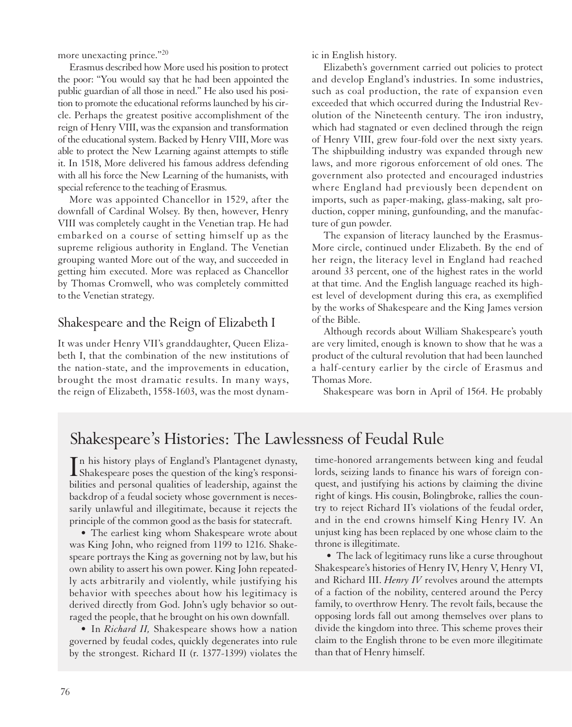more unexacting prince."[20]

Erasmus described how More used his position to protect the poor: "You would say that he had been appointed the public guardian of all those in need." He also used his position to promote the educational reforms launched by his circle. Perhaps the greatest positive accomplishment of the reign of Henry VIII, was the expansion and transformation of the educational system. Backed by Henry VIII, More was able to protect the New Learning against attempts to stifle it. In 1518, More delivered his famous address defending with all his force the New Learning of the humanists, with special reference to the teaching of Erasmus.

More was appointed Chancellor in 1529, after the downfall of Cardinal Wolsey. By then, however, Henry VIII was completely caught in the Venetian trap. He had embarked on a course of setting himself up as the supreme religious authority in England. The Venetian grouping wanted More out of the way, and succeeded in getting him executed. More was replaced as Chancellor by Thomas Cromwell, who was completely committed to the Venetian strategy.

## Shakespeare and the Reign of Elizabeth I

It was under Henry VII's granddaughter, Queen Elizabeth I, that the combination of the new institutions of the nation-state, and the improvements in education, brought the most dramatic results. In many ways, the reign of Elizabeth, 1558-1603, was the most dynamic in English history.

Elizabeth's government carried out policies to protect and develop England's industries. In some industries, such as coal production, the rate of expansion even exceeded that which occurred during the Industrial Revolution of the Nineteenth century. The iron industry, which had stagnated or even declined through the reign of Henry VIII, grew four-fold over the next sixty years. The shipbuilding industry was expanded through new laws, and more rigorous enforcement of old ones. The government also protected and encouraged industries where England had previously been dependent on imports, such as paper-making, glass-making, salt production, copper mining, gunfounding, and the manufacture of gun powder.

The expansion of literacy launched by the Erasmus-More circle, continued under Elizabeth. By the end of her reign, the literacy level in England had reached around 33 percent, one of the highest rates in the world at that time. And the English language reached its highest level of development during this era, as exemplified by the works of Shakespeare and the King James version of the Bible.

Although records about William Shakespeare's youth are very limited, enough is known to show that he was a product of the cultural revolution that had been launched a half-century earlier by the circle of Erasmus and Thomas More.

Shakespeare was born in April of 1564. He probably

## Shakespeare's Histories: The Lawlessness of Feudal Rule

In his history plays of England's Plantagenet dynasty, Shakespeare poses the question of the king's responsibilities and personal qualities of leadership, against the backdrop of a feudal society whose government is necessarily unlawful and illegitimate, because it rejects the principle of the common good as the basis for statecraft.

- The earliest king whom Shakespeare wrote about was King John, who reigned from 1199 to 1216. Shakespeare portrays the King as governing not by law, but his own ability to assert his own power. King John repeatedly acts arbitrarily and violently, while justifying his behavior with speeches about how his legitimacy is derived directly from God. John's ugly behavior so outraged the people, that he brought on his own downfall.

- In *Richard II,* Shakespeare shows how a nation governed by feudal codes, quickly degenerates into rule by the strongest. Richard II (r. 1377-1399) violates the time-honored arrangements between king and feudal lords, seizing lands to finance his wars of foreign conquest, and justifying his actions by claiming the divine right of kings. His cousin, Bolingbroke, rallies the country to reject Richard II's violations of the feudal order, and in the end crowns himself King Henry IV. An unjust king has been replaced by one whose claim to the throne is illegitimate.

- The lack of legitimacy runs like a curse throughout Shakespeare's histories of Henry IV, Henry V, Henry VI, and Richard III. *Henry IV* revolves around the attempts of a faction of the nobility, centered around the Percy family, to overthrow Henry. The revolt fails, because the opposing lords fall out among themselves over plans to divide the kingdom into three. This scheme proves their claim to the English throne to be even more illegitimate than that of Henry himself.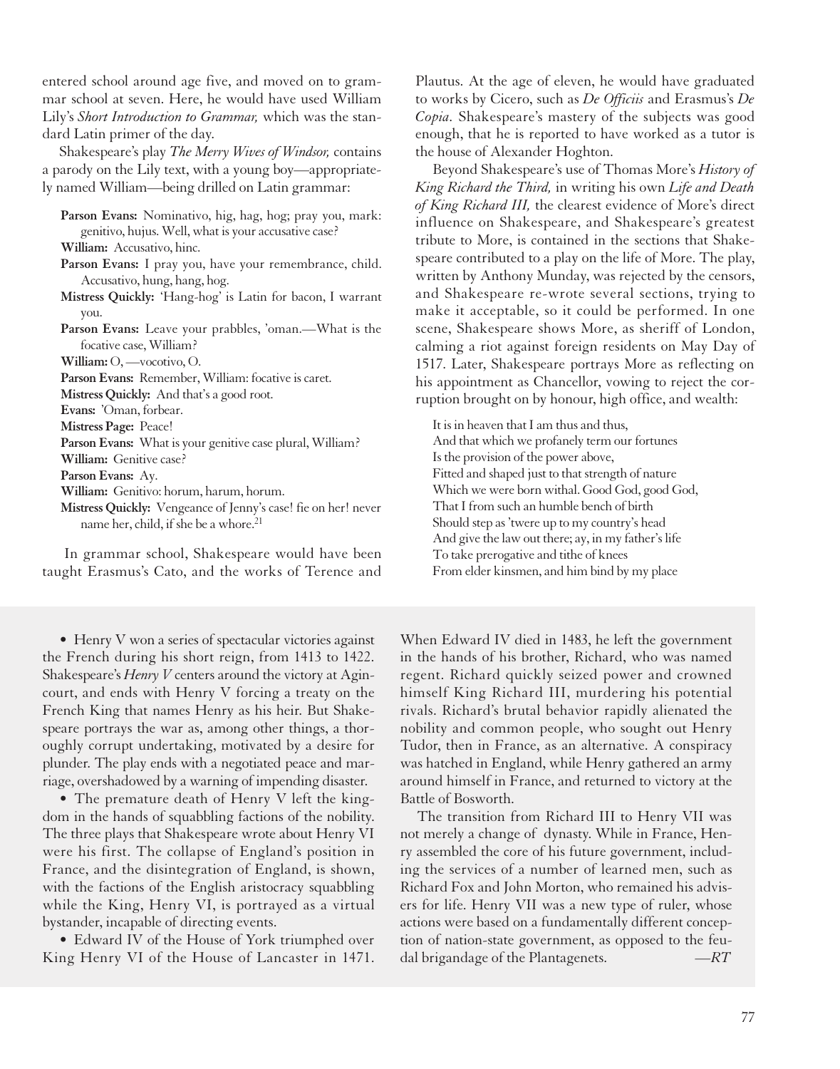entered school around age five, and moved on to grammar school at seven. Here, he would have used William Lily's *Short Introduction to Grammar,* which was the standard Latin primer of the day.

Shakespeare's play *The Merry Wives of Windsor,* contains a parody on the Lily text, with a young boy—appropriately named William—being drilled on Latin grammar:

> **Parson Evans:** Nominativo, hig, hag, hog; pray you, mark: genitivo, hujus. Well, what is your accusative case?
> **William:** Accusativo, hinc.
> **Parson Evans:** I pray you, have your remembrance, child. Accusativo, hung, hang, hog.
> **Mistress Quickly:** 'Hang-hog' is Latin for bacon, I warrant you.
> **Parson Evans:** Leave your prabbles, 'oman.—What is the focative case, William?
> **William:** O, —vocotivo, O.
> **Parson Evans:** Remember, William: focative is caret.
> **Mistress Quickly:** And that's a good root.
> **Evans:** 'Oman, forbear.
> **Mistress Page:** Peace!
> **Parson Evans:** What is your genitive case plural, William?
> **William:** Genitive case?
> **Parson Evans:** Ay.
> **William:** Genitivo: horum, harum, horum.
> **Mistress Quickly:** Vengeance of Jenny's case! fie on her! never name her, child, if she be a whore.[21]

In grammar school, Shakespeare would have been taught Erasmus's Cato, and the works of Terence and Plautus. At the age of eleven, he would have graduated to works by Cicero, such as *De Officiis* and Erasmus's *De Copia*. Shakespeare's mastery of the subjects was good enough, that he is reported to have worked as a tutor is the house of Alexander Hoghton.

Beyond Shakespeare's use of Thomas More's *History of King Richard the Third,* in writing his own *Life and Death of King Richard III,* the clearest evidence of More's direct influence on Shakespeare, and Shakespeare's greatest tribute to More, is contained in the sections that Shakespeare contributed to a play on the life of More. The play, written by Anthony Munday, was rejected by the censors, and Shakespeare re-wrote several sections, trying to make it acceptable, so it could be performed. In one scene, Shakespeare shows More, as sheriff of London, calming a riot against foreign residents on May Day of 1517. Later, Shakespeare portrays More as reflecting on his appointment as Chancellor, vowing to reject the corruption brought on by honour, high office, and wealth:

> It is in heaven that I am thus and thus,
> And that which we profanely term our fortunes
> Is the provision of the power above,
> Fitted and shaped just to that strength of nature
> Which we were born withal. Good God, good God,
> That I from such an humble bench of birth
> Should step as 'twere up to my country's head
> And give the law out there; ay, in my father's life
> To take prerogative and tithe of knees
> From elder kinsmen, and him bind by my place

---

- Henry V won a series of spectacular victories against the French during his short reign, from 1413 to 1422. Shakespeare's *Henry V* centers around the victory at Agincourt, and ends with Henry V forcing a treaty on the French King that names Henry as his heir. But Shakespeare portrays the war as, among other things, a thoroughly corrupt undertaking, motivated by a desire for plunder. The play ends with a negotiated peace and marriage, overshadowed by a warning of impending disaster.
- The premature death of Henry V left the kingdom in the hands of squabbling factions of the nobility. The three plays that Shakespeare wrote about Henry VI were his first. The collapse of England's position in France, and the disintegration of England, is shown, with the factions of the English aristocracy squabbling while the King, Henry VI, is portrayed as a virtual bystander, incapable of directing events.
- Edward IV of the House of York triumphed over King Henry VI of the House of Lancaster in 1471. When Edward IV died in 1483, he left the government in the hands of his brother, Richard, who was named regent. Richard quickly seized power and crowned himself King Richard III, murdering his potential rivals. Richard's brutal behavior rapidly alienated the nobility and common people, who sought out Henry Tudor, then in France, as an alternative. A conspiracy was hatched in England, while Henry gathered an army around himself in France, and returned to victory at the Battle of Bosworth.

The transition from Richard III to Henry VII was not merely a change of dynasty. While in France, Henry assembled the core of his future government, including the services of a number of learned men, such as Richard Fox and John Morton, who remained his advisers for life. Henry VII was a new type of ruler, whose actions were based on a fundamentally different conception of nation-state government, as opposed to the feudal brigandage of the Plantagenets. *—RT*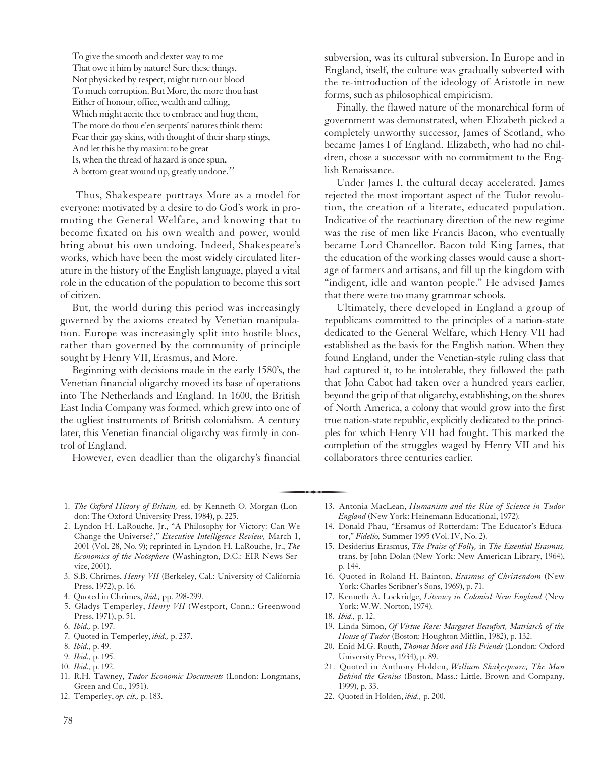To give the smooth and dexter way to me
That owe it him by nature! Sure these things,
Not physicked by respect, might turn our blood
To much corruption. But More, the more thou hast
Either of honour, office, wealth and calling,
Which might accite thee to embrace and hug them,
The more do thou e'en serpents' natures think them:
Fear their gay skins, with thought of their sharp stings,
And let this be thy maxim: to be great
Is, when the thread of hazard is once spun,
A bottom great wound up, greatly undone.[22]

Thus, Shakespeare portrays More as a model for everyone: motivated by a desire to do God's work in promoting the General Welfare, and knowing that to become fixated on his own wealth and power, would bring about his own undoing. Indeed, Shakespeare's works, which have been the most widely circulated literature in the history of the English language, played a vital role in the education of the population to become this sort of citizen.

But, the world during this period was increasingly governed by the axioms created by Venetian manipulation. Europe was increasingly split into hostile blocs, rather than governed by the community of principle sought by Henry VII, Erasmus, and More.

Beginning with decisions made in the early 1580's, the Venetian financial oligarchy moved its base of operations into The Netherlands and England. In 1600, the British East India Company was formed, which grew into one of the ugliest instruments of British colonialism. A century later, this Venetian financial oligarchy was firmly in control of England.

However, even deadlier than the oligarchy's financial subversion, was its cultural subversion. In Europe and in England, itself, the culture was gradually subverted with the re-introduction of the ideology of Aristotle in new forms, such as philosophical empiricism.

Finally, the flawed nature of the monarchical form of government was demonstrated, when Elizabeth picked a completely unworthy successor, James of Scotland, who became James I of England. Elizabeth, who had no children, chose a successor with no commitment to the English Renaissance.

Under James I, the cultural decay accelerated. James rejected the most important aspect of the Tudor revolution, the creation of a literate, educated population. Indicative of the reactionary direction of the new regime was the rise of men like Francis Bacon, who eventually became Lord Chancellor. Bacon told King James, that the education of the working classes would cause a shortage of farmers and artisans, and fill up the kingdom with "indigent, idle and wanton people." He advised James that there were too many grammar schools.

Ultimately, there developed in England a group of republicans committed to the principles of a nation-state dedicated to the General Welfare, which Henry VII had established as the basis for the English nation. When they found England, under the Venetian-style ruling class that had captured it, to be intolerable, they followed the path that John Cabot had taken over a hundred years earlier, beyond the grip of that oligarchy, establishing, on the shores of North America, a colony that would grow into the first true nation-state republic, explicitly dedicated to the principles for which Henry VII had fought. This marked the completion of the struggles waged by Henry VII and his collaborators three centuries earlier.

---

1. *The Oxford History of Britain,* ed. by Kenneth O. Morgan (London: The Oxford University Press, 1984), p. 225.
2. Lyndon H. LaRouche, Jr., "A Philosophy for Victory: Can We Change the Universe?," *Executive Intelligence Review,* March 1, 2001 (Vol. 28, No. 9); reprinted in Lyndon H. LaRouche, Jr., *The Economics of the Noösphere* (Washington, D.C.: EIR News Service, 2001).
3. S.B. Chrimes, *Henry VII* (Berkeley, Cal.: University of California Press, 1972), p. 16.
4. Quoted in Chrimes, *ibid.,* pp. 298-299.
5. Gladys Temperley, *Henry VII* (Westport, Conn.: Greenwood Press, 1971), p. 51.
6. *Ibid.,* p. 197.
7. Quoted in Temperley, *ibid.,* p. 237.
8. *Ibid.,* p. 49.
9. *Ibid.,* p. 195.
10. *Ibid.,* p. 192.
11. R.H. Tawney, *Tudor Economic Documents* (London: Longmans, Green and Co., 1951).
12. Temperley, *op. cit.,* p. 183.
13. Antonia MacLean, *Humanism and the Rise of Science in Tudor England* (New York: Heinemann Educational, 1972).
14. Donald Phau, "Ersamus of Rotterdam: The Educator's Educator," *Fidelio,* Summer 1995 (Vol. IV, No. 2).
15. Desiderius Erasmus, *The Praise of Folly,* in *The Essential Erasmus,* trans. by John Dolan (New York: New American Library, 1964), p. 144.
16. Quoted in Roland H. Bainton, *Erasmus of Christendom* (New York: Charles Scribner's Sons, 1969), p. 71.
17. Kenneth A. Lockridge, *Literacy in Colonial New England* (New York: W.W. Norton, 1974).
18. *Ibid.,* p. 12.
19. Linda Simon, *Of Virtue Rare: Margaret Beaufort, Matriarch of the House of Tudor* (Boston: Houghton Mifflin, 1982), p. 132.
20. Enid M.G. Routh, *Thomas More and His Friends* (London: Oxford University Press, 1934), p. 89.
21. Quoted in Anthony Holden, *William Shakespeare, The Man Behind the Genius* (Boston, Mass.: Little, Brown and Company, 1999), p. 33.
22. Quoted in Holden, *ibid.,* p. 200.